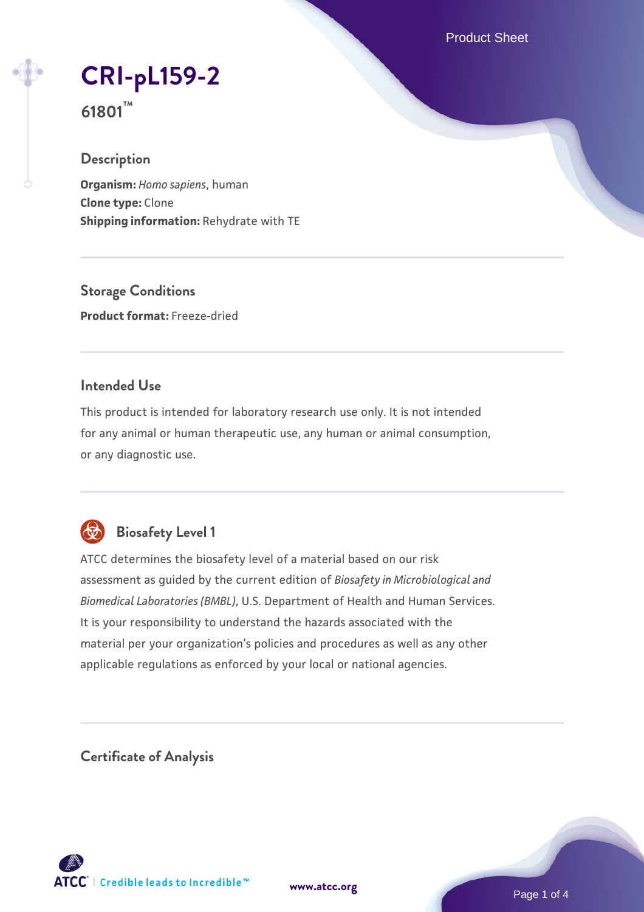# CRI-pL159-2

**61801™**

## Description

**Organism:** *Homo sapiens*, human
**Clone type:** Clone
**Shipping information:** Rehydrate with TE

## Storage Conditions

**Product format:** Freeze-dried

## Intended Use

This product is intended for laboratory research use only. It is not intended for any animal or human therapeutic use, any human or animal consumption, or any diagnostic use.

## Biosafety Level 1

ATCC determines the biosafety level of a material based on our risk assessment as guided by the current edition of *Biosafety in Microbiological and Biomedical Laboratories (BMBL)*, U.S. Department of Health and Human Services. It is your responsibility to understand the hazards associated with the material per your organization's policies and procedures as well as any other applicable regulations as enforced by your local or national agencies.

## Certificate of Analysis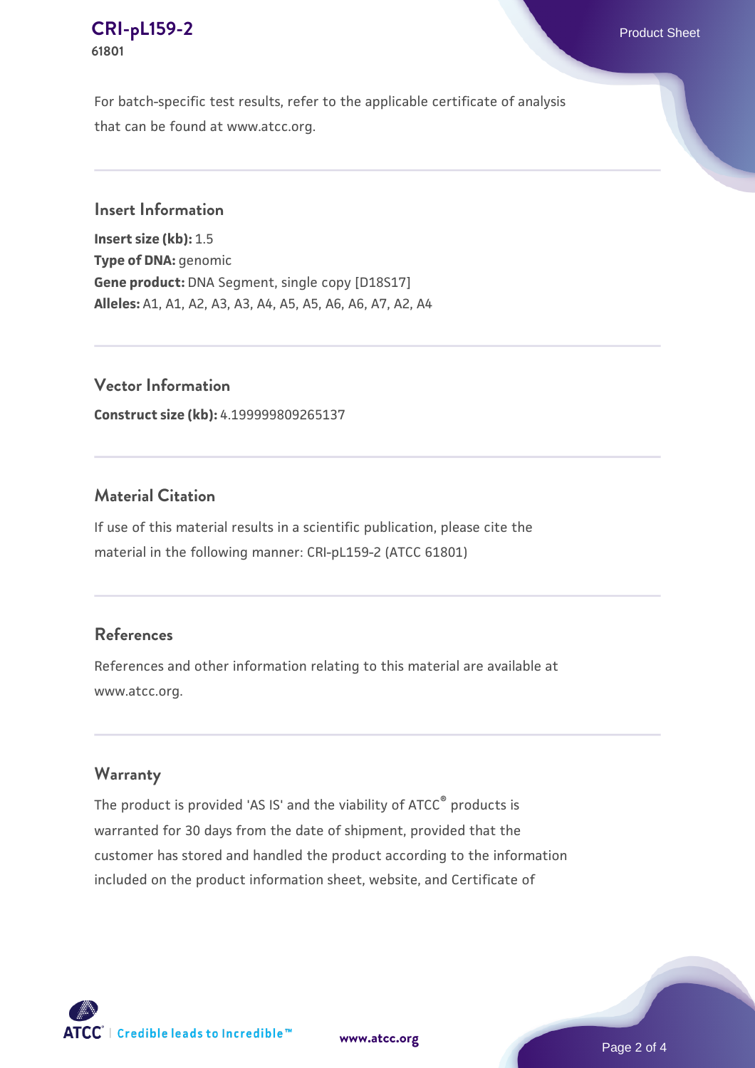For batch-specific test results, refer to the applicable certificate of analysis that can be found at www.atcc.org.

## Insert Information

**Insert size (kb):** 1.5
**Type of DNA:** genomic
**Gene product:** DNA Segment, single copy [D18S17]
**Alleles:** A1, A1, A2, A3, A3, A4, A5, A5, A6, A6, A7, A2, A4

## Vector Information

**Construct size (kb):** 4.199999809265137

## Material Citation

If use of this material results in a scientific publication, please cite the material in the following manner: CRI-pL159-2 (ATCC 61801)

## References

References and other information relating to this material are available at www.atcc.org.

## Warranty

The product is provided 'AS IS' and the viability of ATCC® products is warranted for 30 days from the date of shipment, provided that the customer has stored and handled the product according to the information included on the product information sheet, website, and Certificate of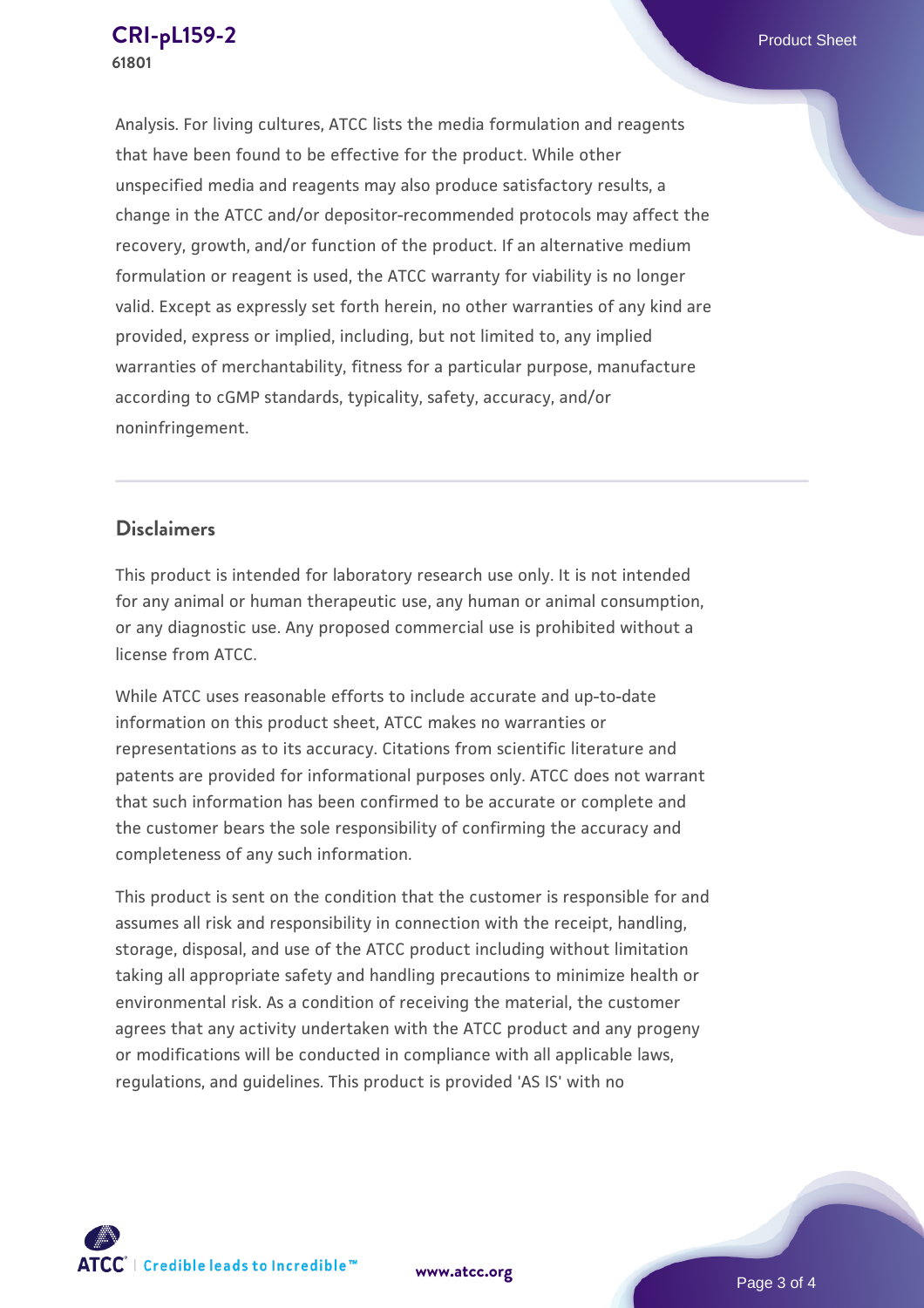Analysis. For living cultures, ATCC lists the media formulation and reagents that have been found to be effective for the product. While other unspecified media and reagents may also produce satisfactory results, a change in the ATCC and/or depositor-recommended protocols may affect the recovery, growth, and/or function of the product. If an alternative medium formulation or reagent is used, the ATCC warranty for viability is no longer valid. Except as expressly set forth herein, no other warranties of any kind are provided, express or implied, including, but not limited to, any implied warranties of merchantability, fitness for a particular purpose, manufacture according to cGMP standards, typicality, safety, accuracy, and/or noninfringement.

## Disclaimers

This product is intended for laboratory research use only. It is not intended for any animal or human therapeutic use, any human or animal consumption, or any diagnostic use. Any proposed commercial use is prohibited without a license from ATCC.

While ATCC uses reasonable efforts to include accurate and up-to-date information on this product sheet, ATCC makes no warranties or representations as to its accuracy. Citations from scientific literature and patents are provided for informational purposes only. ATCC does not warrant that such information has been confirmed to be accurate or complete and the customer bears the sole responsibility of confirming the accuracy and completeness of any such information.

This product is sent on the condition that the customer is responsible for and assumes all risk and responsibility in connection with the receipt, handling, storage, disposal, and use of the ATCC product including without limitation taking all appropriate safety and handling precautions to minimize health or environmental risk. As a condition of receiving the material, the customer agrees that any activity undertaken with the ATCC product and any progeny or modifications will be conducted in compliance with all applicable laws, regulations, and guidelines. This product is provided 'AS IS' with no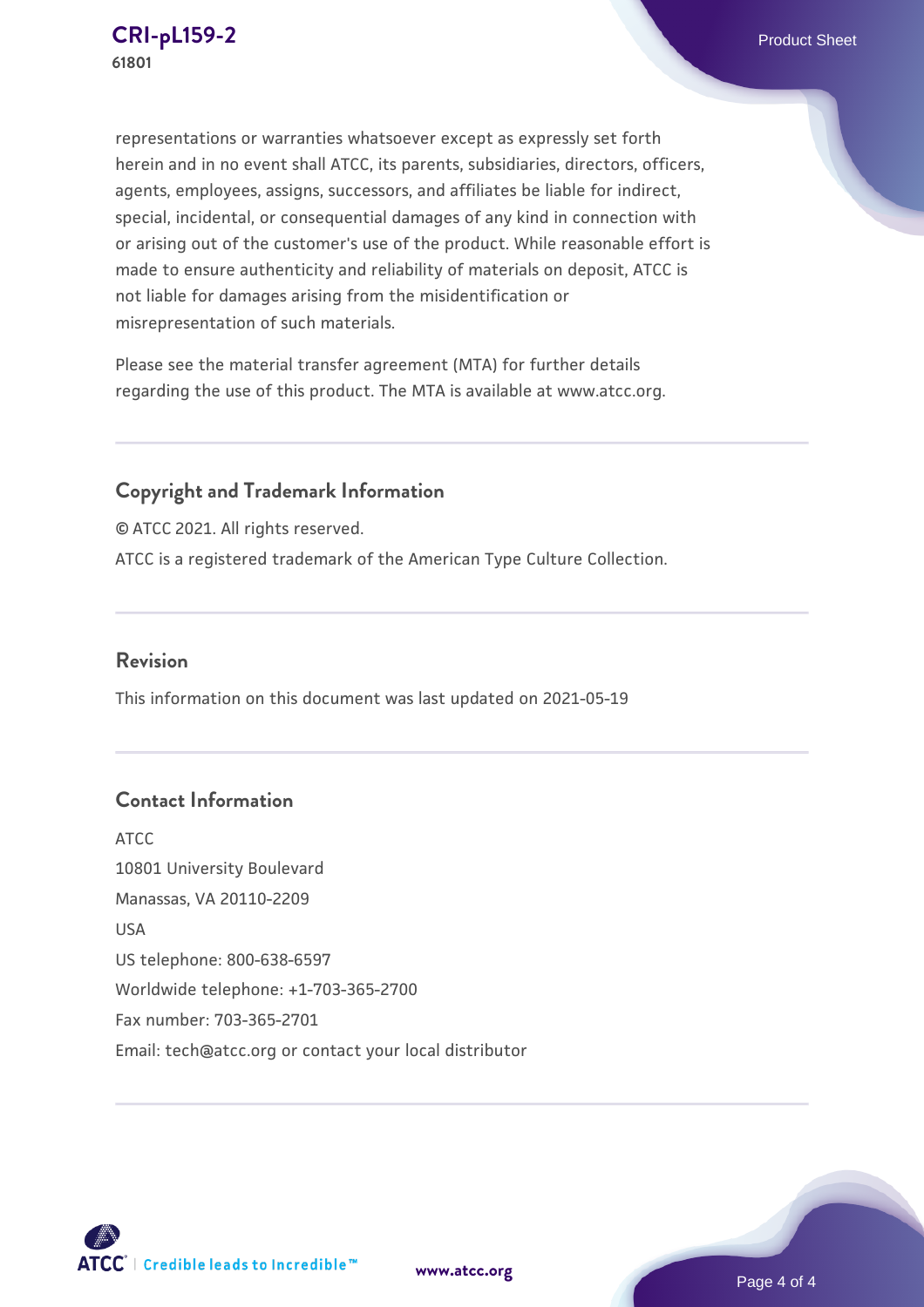representations or warranties whatsoever except as expressly set forth herein and in no event shall ATCC, its parents, subsidiaries, directors, officers, agents, employees, assigns, successors, and affiliates be liable for indirect, special, incidental, or consequential damages of any kind in connection with or arising out of the customer's use of the product. While reasonable effort is made to ensure authenticity and reliability of materials on deposit, ATCC is not liable for damages arising from the misidentification or misrepresentation of such materials.

Please see the material transfer agreement (MTA) for further details regarding the use of this product. The MTA is available at www.atcc.org.

## Copyright and Trademark Information

© ATCC 2021. All rights reserved.

ATCC is a registered trademark of the American Type Culture Collection.

## Revision

This information on this document was last updated on 2021-05-19

## Contact Information

ATCC
10801 University Boulevard
Manassas, VA 20110-2209
USA
US telephone: 800-638-6597
Worldwide telephone: +1-703-365-2700
Fax number: 703-365-2701
Email: tech@atcc.org or contact your local distributor